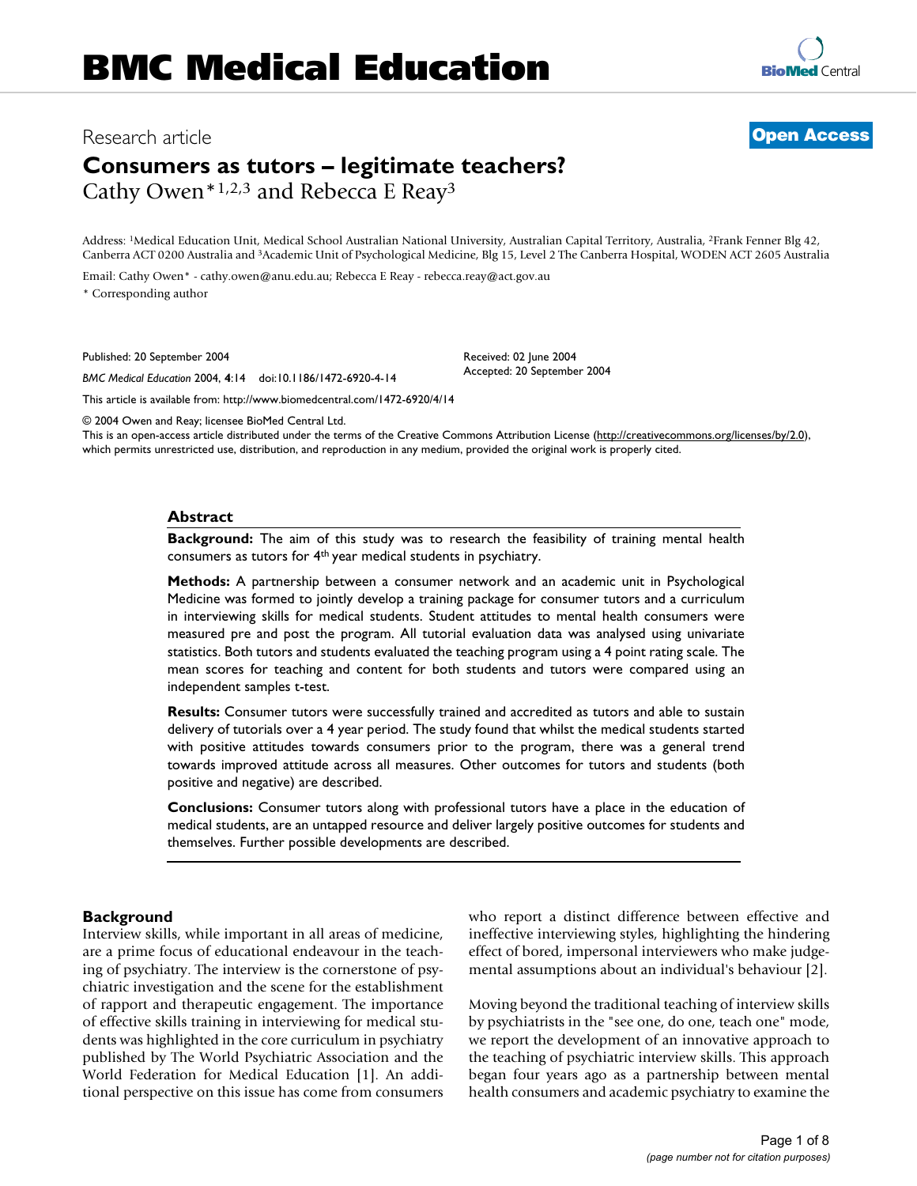# BMC Medical Education

Research article

**Open Access**

# Consumers as tutors – legitimate teachers?

Cathy Owen*[1,2,3] and Rebecca E Reay[3]

Address: [1]Medical Education Unit, Medical School Australian National University, Australian Capital Territory, Australia, [2]Frank Fenner Blg 42, Canberra ACT 0200 Australia and [3]Academic Unit of Psychological Medicine, Blg 15, Level 2 The Canberra Hospital, WODEN ACT 2605 Australia

Email: Cathy Owen* - cathy.owen@anu.edu.au; Rebecca E Reay - rebecca.reay@act.gov.au

* Corresponding author

Published: 20 September 2004

*BMC Medical Education* 2004, **4**:14 doi:10.1186/1472-6920-4-14

Received: 02 June 2004
Accepted: 20 September 2004

This article is available from: http://www.biomedcentral.com/1472-6920/4/14

© 2004 Owen and Reay; licensee BioMed Central Ltd.
This is an open-access article distributed under the terms of the Creative Commons Attribution License (http://creativecommons.org/licenses/by/2.0), which permits unrestricted use, distribution, and reproduction in any medium, provided the original work is properly cited.

## Abstract

**Background:** The aim of this study was to research the feasibility of training mental health consumers as tutors for 4th year medical students in psychiatry.

**Methods:** A partnership between a consumer network and an academic unit in Psychological Medicine was formed to jointly develop a training package for consumer tutors and a curriculum in interviewing skills for medical students. Student attitudes to mental health consumers were measured pre and post the program. All tutorial evaluation data was analysed using univariate statistics. Both tutors and students evaluated the teaching program using a 4 point rating scale. The mean scores for teaching and content for both students and tutors were compared using an independent samples t-test.

**Results:** Consumer tutors were successfully trained and accredited as tutors and able to sustain delivery of tutorials over a 4 year period. The study found that whilst the medical students started with positive attitudes towards consumers prior to the program, there was a general trend towards improved attitude across all measures. Other outcomes for tutors and students (both positive and negative) are described.

**Conclusions:** Consumer tutors along with professional tutors have a place in the education of medical students, are an untapped resource and deliver largely positive outcomes for students and themselves. Further possible developments are described.

## Background

Interview skills, while important in all areas of medicine, are a prime focus of educational endeavour in the teaching of psychiatry. The interview is the cornerstone of psychiatric investigation and the scene for the establishment of rapport and therapeutic engagement. The importance of effective skills training in interviewing for medical students was highlighted in the core curriculum in psychiatry published by The World Psychiatric Association and the World Federation for Medical Education [1]. An additional perspective on this issue has come from consumers who report a distinct difference between effective and ineffective interviewing styles, highlighting the hindering effect of bored, impersonal interviewers who make judgemental assumptions about an individual's behaviour [2].

Moving beyond the traditional teaching of interview skills by psychiatrists in the "see one, do one, teach one" mode, we report the development of an innovative approach to the teaching of psychiatric interview skills. This approach began four years ago as a partnership between mental health consumers and academic psychiatry to examine the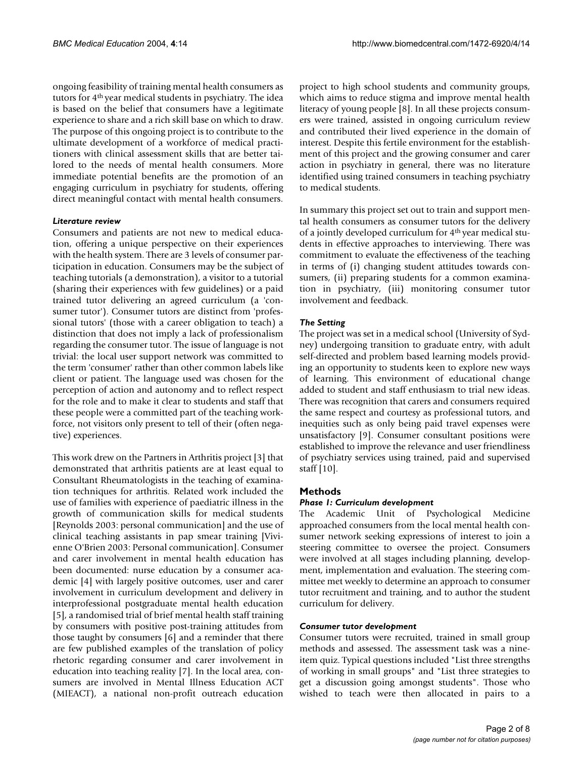ongoing feasibility of training mental health consumers as tutors for 4th year medical students in psychiatry. The idea is based on the belief that consumers have a legitimate experience to share and a rich skill base on which to draw. The purpose of this ongoing project is to contribute to the ultimate development of a workforce of medical practitioners with clinical assessment skills that are better tailored to the needs of mental health consumers. More immediate potential benefits are the promotion of an engaging curriculum in psychiatry for students, offering direct meaningful contact with mental health consumers.

### *Literature review*

Consumers and patients are not new to medical education, offering a unique perspective on their experiences with the health system. There are 3 levels of consumer participation in education. Consumers may be the subject of teaching tutorials (a demonstration), a visitor to a tutorial (sharing their experiences with few guidelines) or a paid trained tutor delivering an agreed curriculum (a 'consumer tutor'). Consumer tutors are distinct from 'professional tutors' (those with a career obligation to teach) a distinction that does not imply a lack of professionalism regarding the consumer tutor. The issue of language is not trivial: the local user support network was committed to the term 'consumer' rather than other common labels like client or patient. The language used was chosen for the perception of action and autonomy and to reflect respect for the role and to make it clear to students and staff that these people were a committed part of the teaching workforce, not visitors only present to tell of their (often negative) experiences.

This work drew on the Partners in Arthritis project [3] that demonstrated that arthritis patients are at least equal to Consultant Rheumatologists in the teaching of examination techniques for arthritis. Related work included the use of families with experience of paediatric illness in the growth of communication skills for medical students [Reynolds 2003: personal communication] and the use of clinical teaching assistants in pap smear training [Vivienne O'Brien 2003: Personal communication]. Consumer and carer involvement in mental health education has been documented: nurse education by a consumer academic [4] with largely positive outcomes, user and carer involvement in curriculum development and delivery in interprofessional postgraduate mental health education [5], a randomised trial of brief mental health staff training by consumers with positive post-training attitudes from those taught by consumers [6] and a reminder that there are few published examples of the translation of policy rhetoric regarding consumer and carer involvement in education into teaching reality [7]. In the local area, consumers are involved in Mental Illness Education ACT (MIEACT), a national non-profit outreach education project to high school students and community groups, which aims to reduce stigma and improve mental health literacy of young people [8]. In all these projects consumers were trained, assisted in ongoing curriculum review and contributed their lived experience in the domain of interest. Despite this fertile environment for the establishment of this project and the growing consumer and carer action in psychiatry in general, there was no literature identified using trained consumers in teaching psychiatry to medical students.

In summary this project set out to train and support mental health consumers as consumer tutors for the delivery of a jointly developed curriculum for 4th year medical students in effective approaches to interviewing. There was commitment to evaluate the effectiveness of the teaching in terms of (i) changing student attitudes towards consumers, (ii) preparing students for a common examination in psychiatry, (iii) monitoring consumer tutor involvement and feedback.

### *The Setting*

The project was set in a medical school (University of Sydney) undergoing transition to graduate entry, with adult self-directed and problem based learning models providing an opportunity to students keen to explore new ways of learning. This environment of educational change added to student and staff enthusiasm to trial new ideas. There was recognition that carers and consumers required the same respect and courtesy as professional tutors, and inequities such as only being paid travel expenses were unsatisfactory [9]. Consumer consultant positions were established to improve the relevance and user friendliness of psychiatry services using trained, paid and supervised staff [10].

## Methods

### *Phase 1: Curriculum development*

The Academic Unit of Psychological Medicine approached consumers from the local mental health consumer network seeking expressions of interest to join a steering committee to oversee the project. Consumers were involved at all stages including planning, development, implementation and evaluation. The steering committee met weekly to determine an approach to consumer tutor recruitment and training, and to author the student curriculum for delivery.

### *Consumer tutor development*

Consumer tutors were recruited, trained in small group methods and assessed. The assessment task was a nine-item quiz. Typical questions included "List three strengths of working in small groups" and "List three strategies to get a discussion going amongst students". Those who wished to teach were then allocated in pairs to a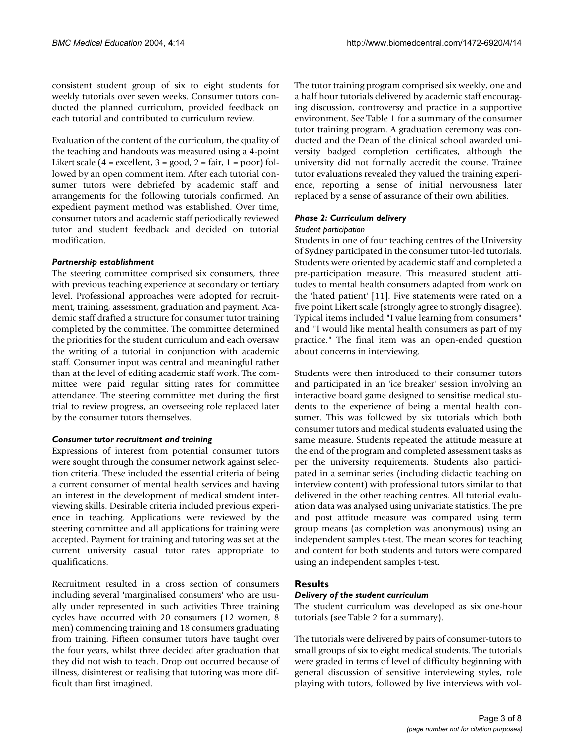consistent student group of six to eight students for weekly tutorials over seven weeks. Consumer tutors conducted the planned curriculum, provided feedback on each tutorial and contributed to curriculum review.

Evaluation of the content of the curriculum, the quality of the teaching and handouts was measured using a 4-point Likert scale (4 = excellent, 3 = good, 2 = fair, 1 = poor) followed by an open comment item. After each tutorial consumer tutors were debriefed by academic staff and arrangements for the following tutorials confirmed. An expedient payment method was established. Over time, consumer tutors and academic staff periodically reviewed tutor and student feedback and decided on tutorial modification.

#### *Partnership establishment*

The steering committee comprised six consumers, three with previous teaching experience at secondary or tertiary level. Professional approaches were adopted for recruitment, training, assessment, graduation and payment. Academic staff drafted a structure for consumer tutor training completed by the committee. The committee determined the priorities for the student curriculum and each oversaw the writing of a tutorial in conjunction with academic staff. Consumer input was central and meaningful rather than at the level of editing academic staff work. The committee were paid regular sitting rates for committee attendance. The steering committee met during the first trial to review progress, an overseeing role replaced later by the consumer tutors themselves.

#### *Consumer tutor recruitment and training*

Expressions of interest from potential consumer tutors were sought through the consumer network against selection criteria. These included the essential criteria of being a current consumer of mental health services and having an interest in the development of medical student interviewing skills. Desirable criteria included previous experience in teaching. Applications were reviewed by the steering committee and all applications for training were accepted. Payment for training and tutoring was set at the current university casual tutor rates appropriate to qualifications.

Recruitment resulted in a cross section of consumers including several 'marginalised consumers' who are usually under represented in such activities Three training cycles have occurred with 20 consumers (12 women, 8 men) commencing training and 18 consumers graduating from training. Fifteen consumer tutors have taught over the four years, whilst three decided after graduation that they did not wish to teach. Drop out occurred because of illness, disinterest or realising that tutoring was more difficult than first imagined.

The tutor training program comprised six weekly, one and a half hour tutorials delivered by academic staff encouraging discussion, controversy and practice in a supportive environment. See Table 1 for a summary of the consumer tutor training program. A graduation ceremony was conducted and the Dean of the clinical school awarded university badged completion certificates, although the university did not formally accredit the course. Trainee tutor evaluations revealed they valued the training experience, reporting a sense of initial nervousness later replaced by a sense of assurance of their own abilities.

#### *Phase 2: Curriculum delivery*

##### *Student participation*

Students in one of four teaching centres of the University of Sydney participated in the consumer tutor-led tutorials. Students were oriented by academic staff and completed a pre-participation measure. This measured student attitudes to mental health consumers adapted from work on the 'hated patient' [11]. Five statements were rated on a five point Likert scale (strongly agree to strongly disagree). Typical items included "I value learning from consumers" and "I would like mental health consumers as part of my practice." The final item was an open-ended question about concerns in interviewing.

Students were then introduced to their consumer tutors and participated in an 'ice breaker' session involving an interactive board game designed to sensitise medical students to the experience of being a mental health consumer. This was followed by six tutorials which both consumer tutors and medical students evaluated using the same measure. Students repeated the attitude measure at the end of the program and completed assessment tasks as per the university requirements. Students also participated in a seminar series (including didactic teaching on interview content) with professional tutors similar to that delivered in the other teaching centres. All tutorial evaluation data was analysed using univariate statistics. The pre and post attitude measure was compared using term group means (as completion was anonymous) using an independent samples t-test. The mean scores for teaching and content for both students and tutors were compared using an independent samples t-test.

## Results

#### *Delivery of the student curriculum*

The student curriculum was developed as six one-hour tutorials (see Table 2 for a summary).

The tutorials were delivered by pairs of consumer-tutors to small groups of six to eight medical students. The tutorials were graded in terms of level of difficulty beginning with general discussion of sensitive interviewing styles, role playing with tutors, followed by live interviews with vol-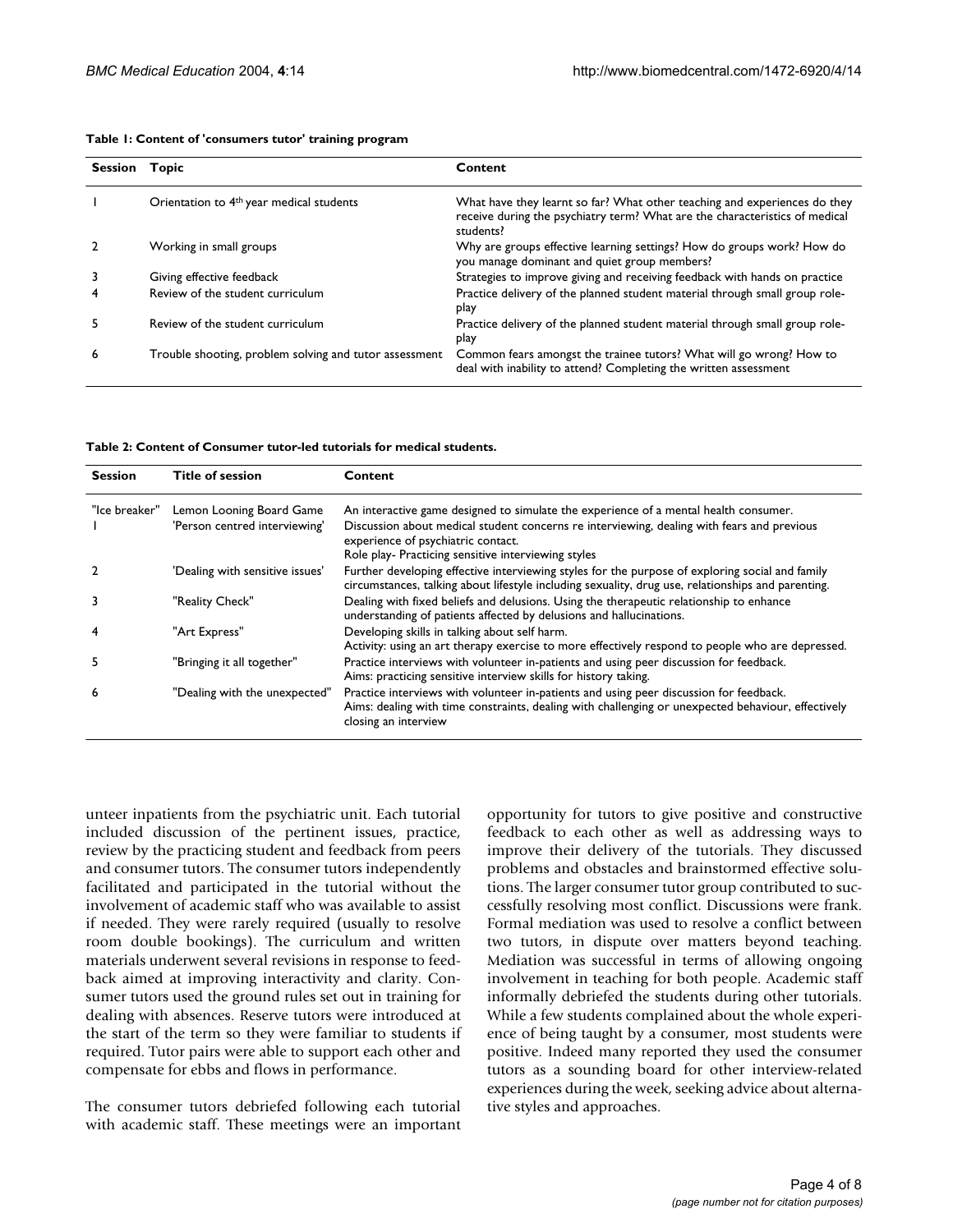**Table 1: Content of 'consumers tutor' training program**

| Session | Topic | Content |
|---|---|---|
| 1 | Orientation to 4th year medical students | What have they learnt so far? What other teaching and experiences do they receive during the psychiatry term? What are the characteristics of medical students? |
| 2 | Working in small groups | Why are groups effective learning settings? How do groups work? How do you manage dominant and quiet group members? |
| 3 | Giving effective feedback | Strategies to improve giving and receiving feedback with hands on practice |
| 4 | Review of the student curriculum | Practice delivery of the planned student material through small group role-play |
| 5 | Review of the student curriculum | Practice delivery of the planned student material through small group role-play |
| 6 | Trouble shooting, problem solving and tutor assessment | Common fears amongst the trainee tutors? What will go wrong? How to deal with inability to attend? Completing the written assessment |

**Table 2: Content of Consumer tutor-led tutorials for medical students.**

| Session | Title of session | Content |
|---|---|---|
| "Ice breaker" | Lemon Looning Board Game | An interactive game designed to simulate the experience of a mental health consumer. |
| 1 | 'Person centred interviewing' | Discussion about medical student concerns re interviewing, dealing with fears and previous experience of psychiatric contact. Role play- Practicing sensitive interviewing styles |
| 2 | 'Dealing with sensitive issues' | Further developing effective interviewing styles for the purpose of exploring social and family circumstances, talking about lifestyle including sexuality, drug use, relationships and parenting. |
| 3 | "Reality Check" | Dealing with fixed beliefs and delusions. Using the therapeutic relationship to enhance understanding of patients affected by delusions and hallucinations. |
| 4 | "Art Express" | Developing skills in talking about self harm. Activity: using an art therapy exercise to more effectively respond to people who are depressed. |
| 5 | "Bringing it all together" | Practice interviews with volunteer in-patients and using peer discussion for feedback. Aims: practicing sensitive interview skills for history taking. |
| 6 | "Dealing with the unexpected" | Practice interviews with volunteer in-patients and using peer discussion for feedback. Aims: dealing with time constraints, dealing with challenging or unexpected behaviour, effectively closing an interview |

unteer inpatients from the psychiatric unit. Each tutorial included discussion of the pertinent issues, practice, review by the practicing student and feedback from peers and consumer tutors. The consumer tutors independently facilitated and participated in the tutorial without the involvement of academic staff who was available to assist if needed. They were rarely required (usually to resolve room double bookings). The curriculum and written materials underwent several revisions in response to feedback aimed at improving interactivity and clarity. Consumer tutors used the ground rules set out in training for dealing with absences. Reserve tutors were introduced at the start of the term so they were familiar to students if required. Tutor pairs were able to support each other and compensate for ebbs and flows in performance.

The consumer tutors debriefed following each tutorial with academic staff. These meetings were an important opportunity for tutors to give positive and constructive feedback to each other as well as addressing ways to improve their delivery of the tutorials. They discussed problems and obstacles and brainstormed effective solutions. The larger consumer tutor group contributed to successfully resolving most conflict. Discussions were frank. Formal mediation was used to resolve a conflict between two tutors, in dispute over matters beyond teaching. Mediation was successful in terms of allowing ongoing involvement in teaching for both people. Academic staff informally debriefed the students during other tutorials. While a few students complained about the whole experience of being taught by a consumer, most students were positive. Indeed many reported they used the consumer tutors as a sounding board for other interview-related experiences during the week, seeking advice about alternative styles and approaches.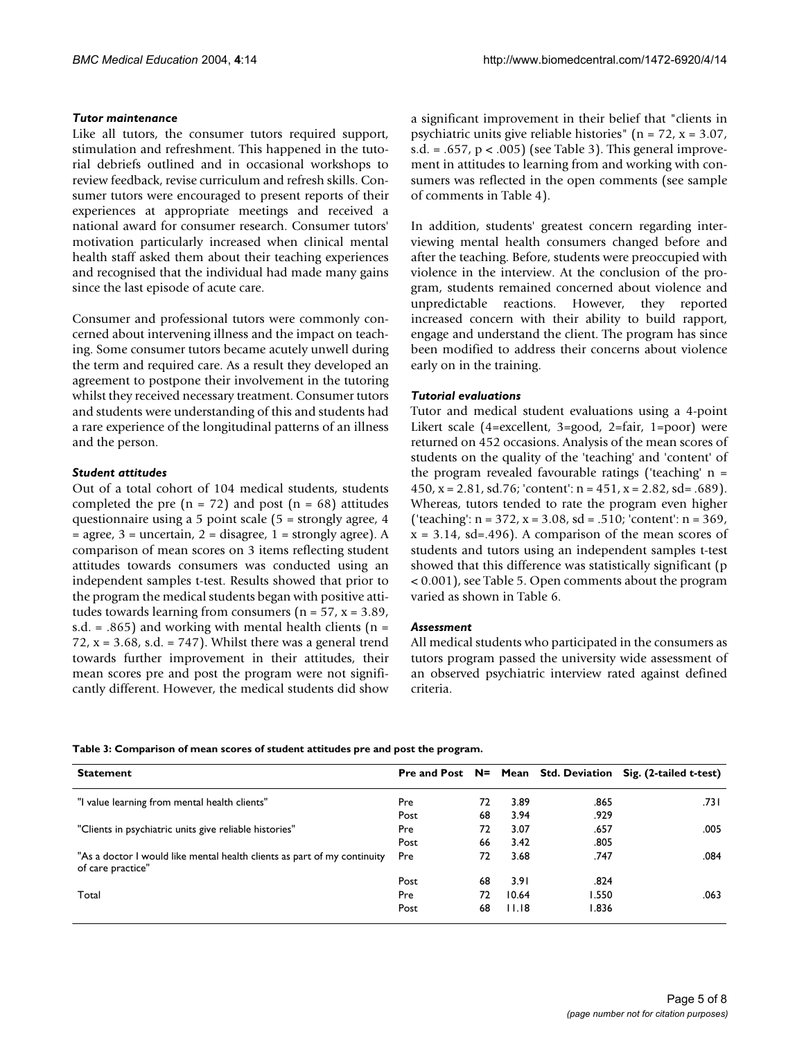### *Tutor maintenance*

Like all tutors, the consumer tutors required support, stimulation and refreshment. This happened in the tutorial debriefs outlined and in occasional workshops to review feedback, revise curriculum and refresh skills. Consumer tutors were encouraged to present reports of their experiences at appropriate meetings and received a national award for consumer research. Consumer tutors' motivation particularly increased when clinical mental health staff asked them about their teaching experiences and recognised that the individual had made many gains since the last episode of acute care.

Consumer and professional tutors were commonly concerned about intervening illness and the impact on teaching. Some consumer tutors became acutely unwell during the term and required care. As a result they developed an agreement to postpone their involvement in the tutoring whilst they received necessary treatment. Consumer tutors and students were understanding of this and students had a rare experience of the longitudinal patterns of an illness and the person.

### *Student attitudes*

Out of a total cohort of 104 medical students, students completed the pre ($n = 72$) and post ($n = 68$) attitudes questionnaire using a 5 point scale (5 = strongly agree, 4 = agree, 3 = uncertain, 2 = disagree, 1 = strongly agree). A comparison of mean scores on 3 items reflecting student attitudes towards consumers was conducted using an independent samples t-test. Results showed that prior to the program the medical students began with positive attitudes towards learning from consumers ($n = 57$, $x = 3.89$, s.d. = .865) and working with mental health clients ($n = 72$, $x = 3.68$, s.d. = 747). Whilst there was a general trend towards further improvement in their attitudes, their mean scores pre and post the program were not significantly different. However, the medical students did show a significant improvement in their belief that "clients in psychiatric units give reliable histories" ($n = 72$, $x = 3.07$, s.d. = .657, $p < .005$) (see Table 3). This general improvement in attitudes to learning from and working with consumers was reflected in the open comments (see sample of comments in Table 4).

In addition, students' greatest concern regarding interviewing mental health consumers changed before and after the teaching. Before, students were preoccupied with violence in the interview. At the conclusion of the program, students remained concerned about violence and unpredictable reactions. However, they reported increased concern with their ability to build rapport, engage and understand the client. The program has since been modified to address their concerns about violence early on in the training.

### *Tutorial evaluations*

Tutor and medical student evaluations using a 4-point Likert scale (4=excellent, 3=good, 2=fair, 1=poor) were returned on 452 occasions. Analysis of the mean scores of students on the quality of the 'teaching' and 'content' of the program revealed favourable ratings ('teaching' $n = 450$, $x = 2.81$, sd.76; 'content': $n = 451$, $x = 2.82$, sd= .689). Whereas, tutors tended to rate the program even higher ('teaching': $n = 372$, $x = 3.08$, sd = .510; 'content': $n = 369$, $x = 3.14$, sd=.496). A comparison of the mean scores of students and tutors using an independent samples t-test showed that this difference was statistically significant ($p < 0.001$), see Table 5. Open comments about the program varied as shown in Table 6.

### *Assessment*

All medical students who participated in the consumers as tutors program passed the university wide assessment of an observed psychiatric interview rated against defined criteria.

**Table 3: Comparison of mean scores of student attitudes pre and post the program.**

| Statement | Pre and Post | N= | Mean | Std. Deviation | Sig. (2-tailed t-test) |
|---|---|---|---|---|---|
| "I value learning from mental health clients" | Pre | 72 | 3.89 | .865 | .731 |
| | Post | 68 | 3.94 | .929 | |
| "Clients in psychiatric units give reliable histories" | Pre | 72 | 3.07 | .657 | .005 |
| | Post | 66 | 3.42 | .805 | |
| "As a doctor I would like mental health clients as part of my continuity of care practice" | Pre | 72 | 3.68 | .747 | .084 |
| | Post | 68 | 3.91 | .824 | |
| Total | Pre | 72 | 10.64 | 1.550 | .063 |
| | Post | 68 | 11.18 | 1.836 | |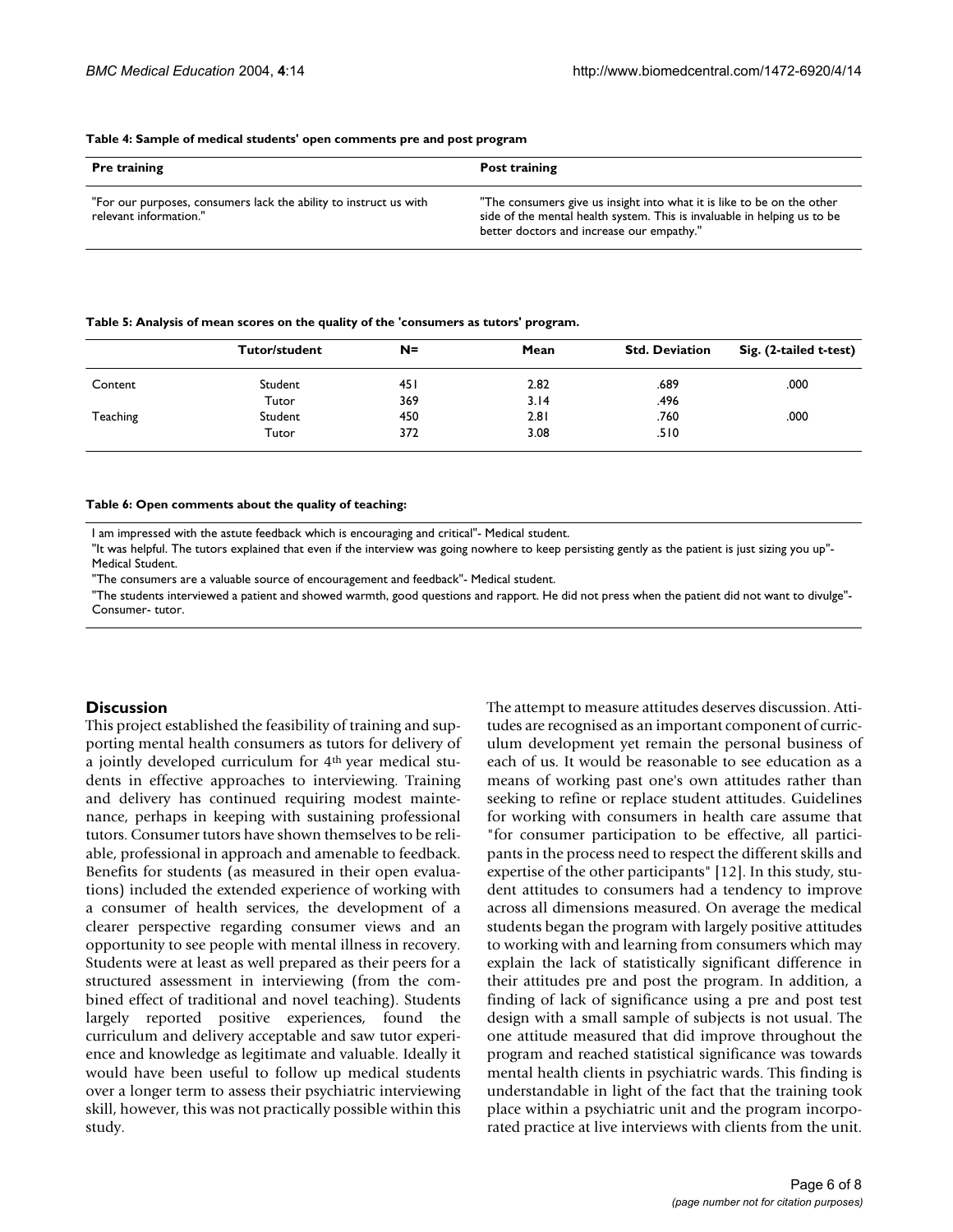**Table 4: Sample of medical students' open comments pre and post program**

| Pre training | Post training |
| --- | --- |
| "For our purposes, consumers lack the ability to instruct us with relevant information." | "The consumers give us insight into what it is like to be on the other side of the mental health system. This is invaluable in helping us to be better doctors and increase our empathy." |

**Table 5: Analysis of mean scores on the quality of the 'consumers as tutors' program.**

| | Tutor/student | N= | Mean | Std. Deviation | Sig. (2-tailed t-test) |
| --- | --- | --- | --- | --- | --- |
| Content | Student | 451 | 2.82 | .689 | .000 |
| | Tutor | 369 | 3.14 | .496 | |
| Teaching | Student | 450 | 2.81 | .760 | .000 |
| | Tutor | 372 | 3.08 | .510 | |

**Table 6: Open comments about the quality of teaching:**

| |
| --- |
| I am impressed with the astute feedback which is encouraging and critical"- Medical student. |
| "It was helpful. The tutors explained that even if the interview was going nowhere to keep persisting gently as the patient is just sizing you up"- Medical Student. |
| "The consumers are a valuable source of encouragement and feedback"- Medical student. |
| "The students interviewed a patient and showed warmth, good questions and rapport. He did not press when the patient did not want to divulge"- Consumer- tutor. |

## Discussion

This project established the feasibility of training and supporting mental health consumers as tutors for delivery of a jointly developed curriculum for 4th year medical students in effective approaches to interviewing. Training and delivery has continued requiring modest maintenance, perhaps in keeping with sustaining professional tutors. Consumer tutors have shown themselves to be reliable, professional in approach and amenable to feedback. Benefits for students (as measured in their open evaluations) included the extended experience of working with a consumer of health services, the development of a clearer perspective regarding consumer views and an opportunity to see people with mental illness in recovery. Students were at least as well prepared as their peers for a structured assessment in interviewing (from the combined effect of traditional and novel teaching). Students largely reported positive experiences, found the curriculum and delivery acceptable and saw tutor experience and knowledge as legitimate and valuable. Ideally it would have been useful to follow up medical students over a longer term to assess their psychiatric interviewing skill, however, this was not practically possible within this study.

The attempt to measure attitudes deserves discussion. Attitudes are recognised as an important component of curriculum development yet remain the personal business of each of us. It would be reasonable to see education as a means of working past one's own attitudes rather than seeking to refine or replace student attitudes. Guidelines for working with consumers in health care assume that "for consumer participation to be effective, all participants in the process need to respect the different skills and expertise of the other participants" [12]. In this study, student attitudes to consumers had a tendency to improve across all dimensions measured. On average the medical students began the program with largely positive attitudes to working with and learning from consumers which may explain the lack of statistically significant difference in their attitudes pre and post the program. In addition, a finding of lack of significance using a pre and post test design with a small sample of subjects is not usual. The one attitude measured that did improve throughout the program and reached statistical significance was towards mental health clients in psychiatric wards. This finding is understandable in light of the fact that the training took place within a psychiatric unit and the program incorporated practice at live interviews with clients from the unit.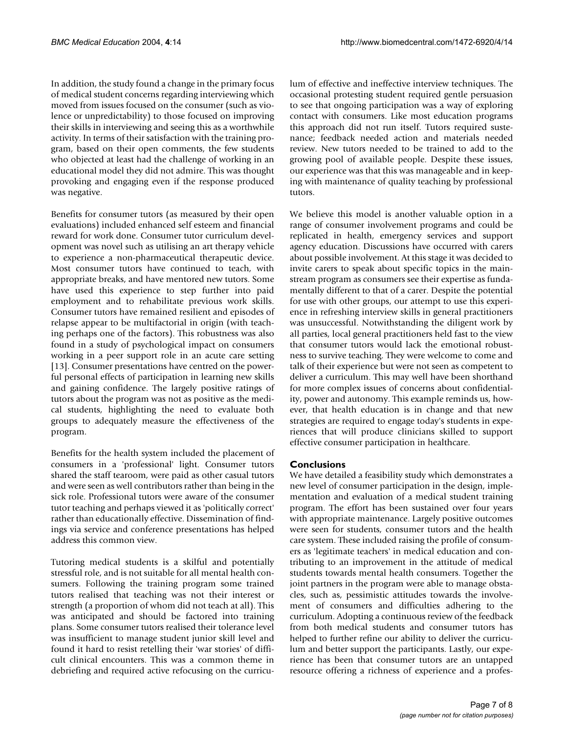In addition, the study found a change in the primary focus of medical student concerns regarding interviewing which moved from issues focused on the consumer (such as violence or unpredictability) to those focused on improving their skills in interviewing and seeing this as a worthwhile activity. In terms of their satisfaction with the training program, based on their open comments, the few students who objected at least had the challenge of working in an educational model they did not admire. This was thought provoking and engaging even if the response produced was negative.

Benefits for consumer tutors (as measured by their open evaluations) included enhanced self esteem and financial reward for work done. Consumer tutor curriculum development was novel such as utilising an art therapy vehicle to experience a non-pharmaceutical therapeutic device. Most consumer tutors have continued to teach, with appropriate breaks, and have mentored new tutors. Some have used this experience to step further into paid employment and to rehabilitate previous work skills. Consumer tutors have remained resilient and episodes of relapse appear to be multifactorial in origin (with teaching perhaps one of the factors). This robustness was also found in a study of psychological impact on consumers working in a peer support role in an acute care setting [13]. Consumer presentations have centred on the powerful personal effects of participation in learning new skills and gaining confidence. The largely positive ratings of tutors about the program was not as positive as the medical students, highlighting the need to evaluate both groups to adequately measure the effectiveness of the program.

Benefits for the health system included the placement of consumers in a 'professional' light. Consumer tutors shared the staff tearoom, were paid as other casual tutors and were seen as well contributors rather than being in the sick role. Professional tutors were aware of the consumer tutor teaching and perhaps viewed it as 'politically correct' rather than educationally effective. Dissemination of findings via service and conference presentations has helped address this common view.

Tutoring medical students is a skilful and potentially stressful role, and is not suitable for all mental health consumers. Following the training program some trained tutors realised that teaching was not their interest or strength (a proportion of whom did not teach at all). This was anticipated and should be factored into training plans. Some consumer tutors realised their tolerance level was insufficient to manage student junior skill level and found it hard to resist retelling their 'war stories' of difficult clinical encounters. This was a common theme in debriefing and required active refocusing on the curriculum of effective and ineffective interview techniques. The occasional protesting student required gentle persuasion to see that ongoing participation was a way of exploring contact with consumers. Like most education programs this approach did not run itself. Tutors required sustenance; feedback needed action and materials needed review. New tutors needed to be trained to add to the growing pool of available people. Despite these issues, our experience was that this was manageable and in keeping with maintenance of quality teaching by professional tutors.

We believe this model is another valuable option in a range of consumer involvement programs and could be replicated in health, emergency services and support agency education. Discussions have occurred with carers about possible involvement. At this stage it was decided to invite carers to speak about specific topics in the mainstream program as consumers see their expertise as fundamentally different to that of a carer. Despite the potential for use with other groups, our attempt to use this experience in refreshing interview skills in general practitioners was unsuccessful. Notwithstanding the diligent work by all parties, local general practitioners held fast to the view that consumer tutors would lack the emotional robustness to survive teaching. They were welcome to come and talk of their experience but were not seen as competent to deliver a curriculum. This may well have been shorthand for more complex issues of concerns about confidentiality, power and autonomy. This example reminds us, however, that health education is in change and that new strategies are required to engage today's students in experiences that will produce clinicians skilled to support effective consumer participation in healthcare.

## Conclusions

We have detailed a feasibility study which demonstrates a new level of consumer participation in the design, implementation and evaluation of a medical student training program. The effort has been sustained over four years with appropriate maintenance. Largely positive outcomes were seen for students, consumer tutors and the health care system. These included raising the profile of consumers as 'legitimate teachers' in medical education and contributing to an improvement in the attitude of medical students towards mental health consumers. Together the joint partners in the program were able to manage obstacles, such as, pessimistic attitudes towards the involvement of consumers and difficulties adhering to the curriculum. Adopting a continuous review of the feedback from both medical students and consumer tutors has helped to further refine our ability to deliver the curriculum and better support the participants. Lastly, our experience has been that consumer tutors are an untapped resource offering a richness of experience and a profes-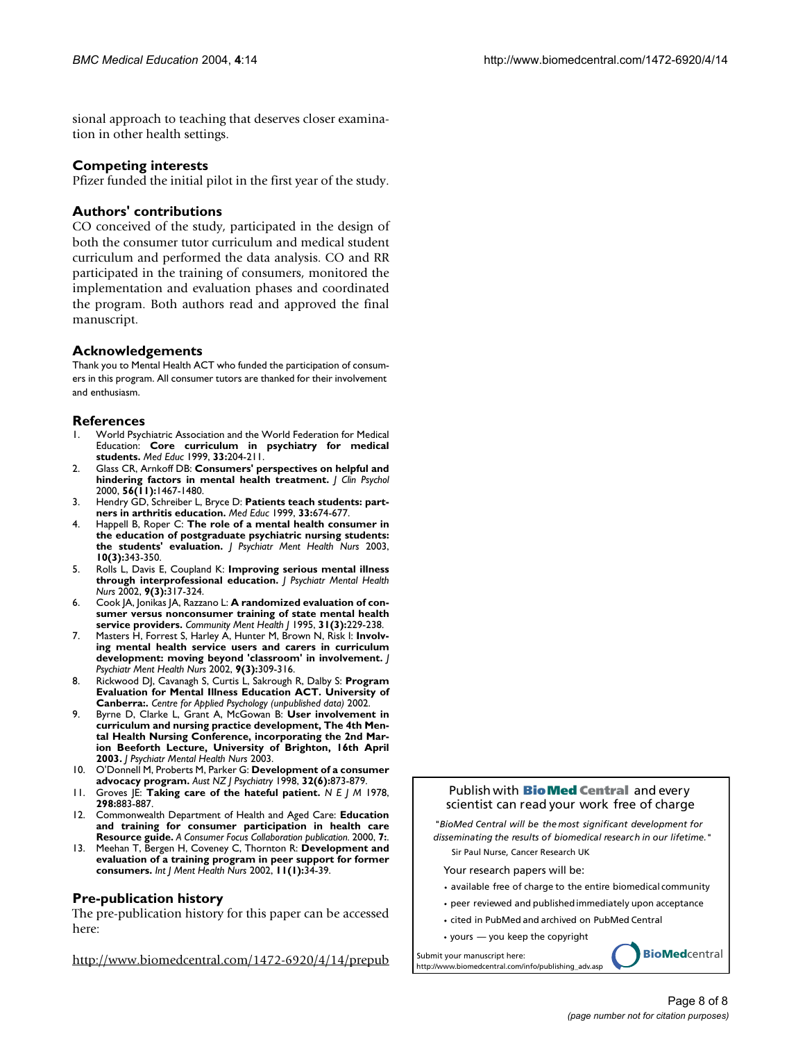sional approach to teaching that deserves closer examination in other health settings.

## Competing interests

Pfizer funded the initial pilot in the first year of the study.

## Authors' contributions

CO conceived of the study, participated in the design of both the consumer tutor curriculum and medical student curriculum and performed the data analysis. CO and RR participated in the training of consumers, monitored the implementation and evaluation phases and coordinated the program. Both authors read and approved the final manuscript.

## Acknowledgements

Thank you to Mental Health ACT who funded the participation of consumers in this program. All consumer tutors are thanked for their involvement and enthusiasm.

## References

1. World Psychiatric Association and the World Federation for Medical Education: **Core curriculum in psychiatry for medical students.** *Med Educ* 1999, **33:**204-211.
2. Glass CR, Arnkoff DB: **Consumers' perspectives on helpful and hindering factors in mental health treatment.** *J Clin Psychol* 2000, **56(11):**1467-1480.
3. Hendry GD, Schreiber L, Bryce D: **Patients teach students: partners in arthritis education.** *Med Educ* 1999, **33:**674-677.
4. Happell B, Roper C: **The role of a mental health consumer in the education of postgraduate psychiatric nursing students: the students' evaluation.** *J Psychiatr Ment Health Nurs* 2003, **10(3):**343-350.
5. Rolls L, Davis E, Coupland K: **Improving serious mental illness through interprofessional education.** *J Psychiatr Mental Health Nurs* 2002, **9(3):**317-324.
6. Cook JA, Jonikas JA, Razzano L: **A randomized evaluation of consumer versus nonconsumer training of state mental health service providers.** *Community Ment Health J* 1995, **31(3):**229-238.
7. Masters H, Forrest S, Harley A, Hunter M, Brown N, Risk I: **Involving mental health service users and carers in curriculum development: moving beyond 'classroom' in involvement.** *J Psychiatr Ment Health Nurs* 2002, **9(3):**309-316.
8. Rickwood DJ, Cavanagh S, Curtis L, Sakrough R, Dalby S: **Program Evaluation for Mental Illness Education ACT. University of Canberra:.** *Centre for Applied Psychology (unpublished data)* 2002.
9. Byrne D, Clarke L, Grant A, McGowan B: **User involvement in curriculum and nursing practice development, The 4th Mental Health Nursing Conference, incorporating the 2nd Marion Beeforth Lecture, University of Brighton, 16th April 2003.** *J Psychiatr Mental Health Nurs* 2003.
10. O'Donnell M, Proberts M, Parker G: **Development of a consumer advocacy program.** *Aust NZ J Psychiatry* 1998, **32(6):**873-879.
11. Groves JE: **Taking care of the hateful patient.** *N E J M* 1978, **298:**883-887.
12. Commonwealth Department of Health and Aged Care: **Education and training for consumer participation in health care Resource guide.** *A Consumer Focus Collaboration publication.* 2000, **7:**.
13. Meehan T, Bergen H, Coveney C, Thornton R: **Development and evaluation of a training program in peer support for former consumers.** *Int J Ment Health Nurs* 2002, **11(1):**34-39.

## Pre-publication history

The pre-publication history for this paper can be accessed here:

http://www.biomedcentral.com/1472-6920/4/14/prepub

Publish with **BioMed Central** and every scientist can read your work free of charge

*"BioMed Central will be the most significant development for disseminating the results of biomedical research in our lifetime."*
Sir Paul Nurse, Cancer Research UK

Your research papers will be:

- available free of charge to the entire biomedical community
- peer reviewed and published immediately upon acceptance
- cited in PubMed and archived on PubMed Central
- yours — you keep the copyright

Submit your manuscript here:
http://www.biomedcentral.com/info/publishing_adv.asp

BioMedcentral